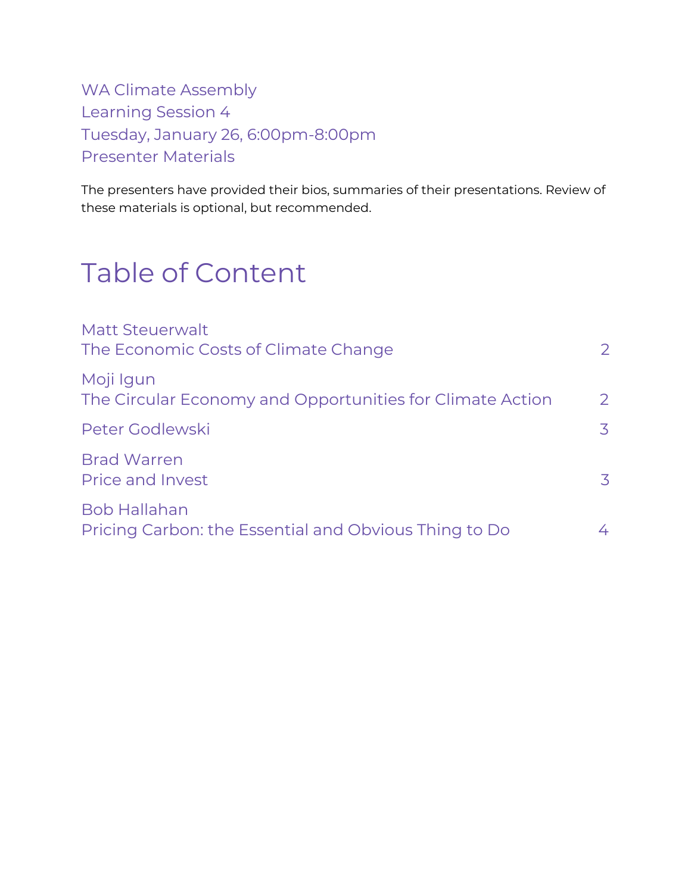WA Climate Assembly
Learning Session 4
Tuesday, January 26, 6:00pm-8:00pm
Presenter Materials

The presenters have provided their bios, summaries of their presentations. Review of these materials is optional, but recommended.

# Table of Content

| | |
|---|---|
| Matt Steuerwalt<br>The Economic Costs of Climate Change | 2 |
| Moji Igun<br>The Circular Economy and Opportunities for Climate Action | 2 |
| Peter Godlewski | 3 |
| Brad Warren<br>Price and Invest | 3 |
| Bob Hallahan<br>Pricing Carbon: the Essential and Obvious Thing to Do | 4 |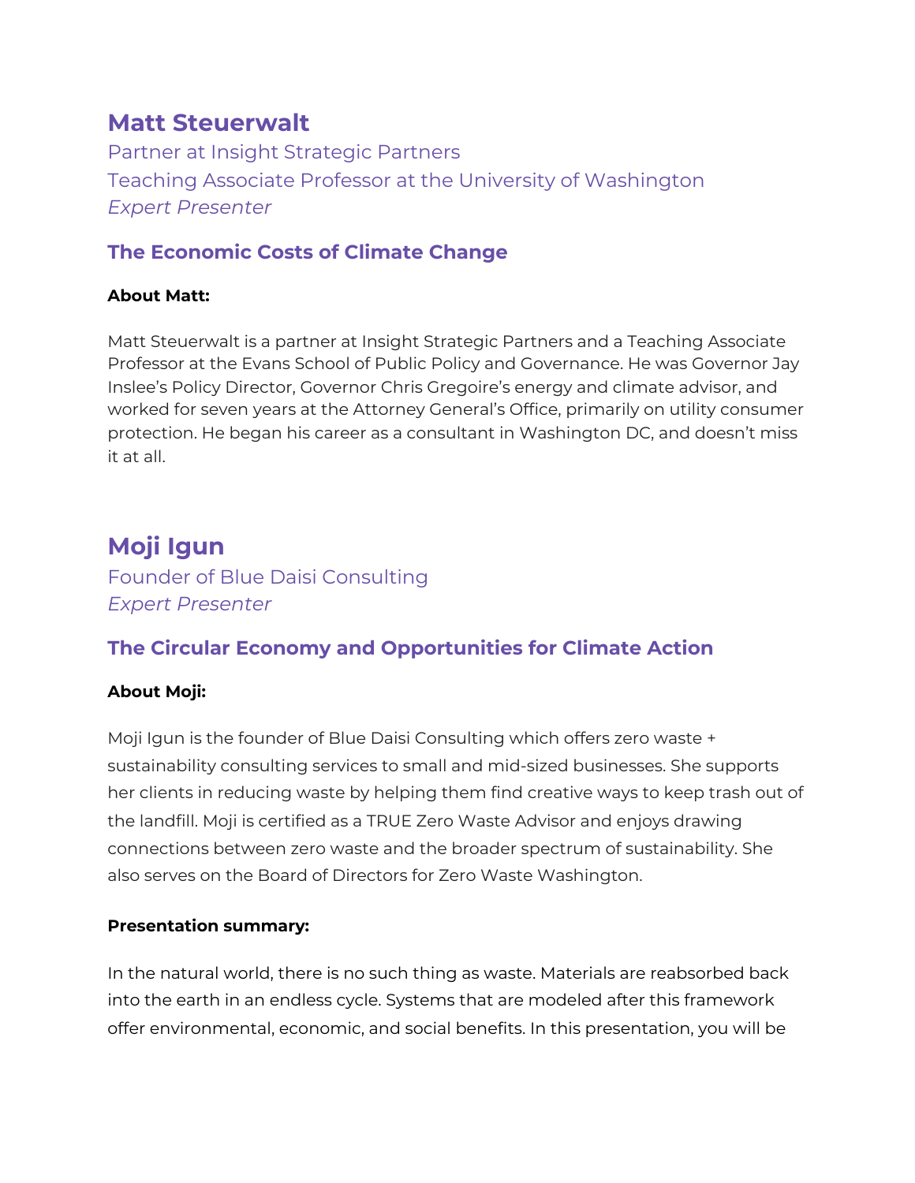## Matt Steuerwalt

Partner at Insight Strategic Partners
Teaching Associate Professor at the University of Washington
*Expert Presenter*

### The Economic Costs of Climate Change

**About Matt:**

Matt Steuerwalt is a partner at Insight Strategic Partners and a Teaching Associate Professor at the Evans School of Public Policy and Governance. He was Governor Jay Inslee's Policy Director, Governor Chris Gregoire's energy and climate advisor, and worked for seven years at the Attorney General's Office, primarily on utility consumer protection. He began his career as a consultant in Washington DC, and doesn't miss it at all.

## Moji Igun

Founder of Blue Daisi Consulting
*Expert Presenter*

### The Circular Economy and Opportunities for Climate Action

**About Moji:**

Moji Igun is the founder of Blue Daisi Consulting which offers zero waste + sustainability consulting services to small and mid-sized businesses. She supports her clients in reducing waste by helping them find creative ways to keep trash out of the landfill. Moji is certified as a TRUE Zero Waste Advisor and enjoys drawing connections between zero waste and the broader spectrum of sustainability. She also serves on the Board of Directors for Zero Waste Washington.

**Presentation summary:**

In the natural world, there is no such thing as waste. Materials are reabsorbed back into the earth in an endless cycle. Systems that are modeled after this framework offer environmental, economic, and social benefits. In this presentation, you will be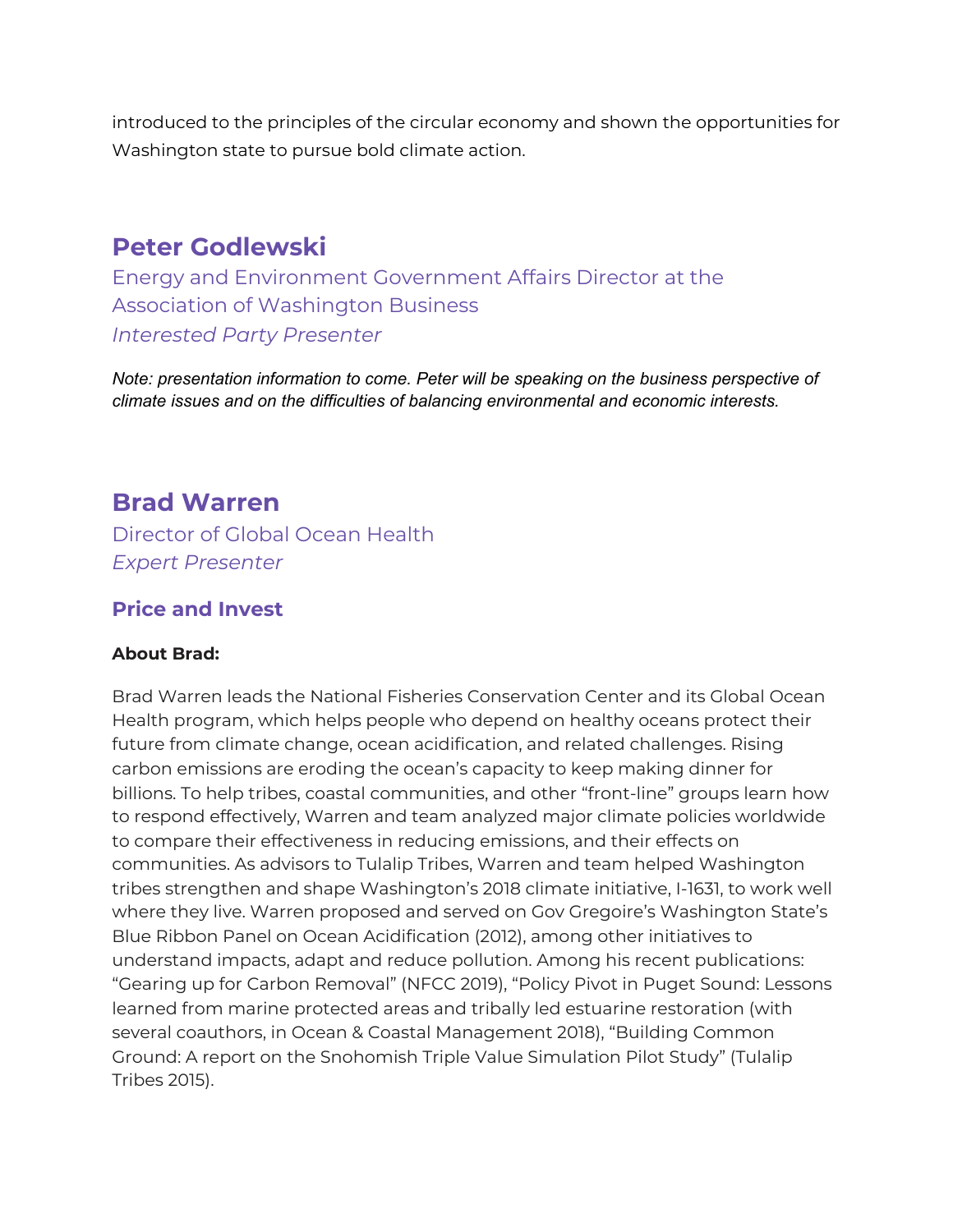introduced to the principles of the circular economy and shown the opportunities for Washington state to pursue bold climate action.

## Peter Godlewski

Energy and Environment Government Affairs Director at the Association of Washington Business

*Interested Party Presenter*

*Note: presentation information to come. Peter will be speaking on the business perspective of climate issues and on the difficulties of balancing environmental and economic interests.*

## Brad Warren

Director of Global Ocean Health

*Expert Presenter*

### Price and Invest

**About Brad:**

Brad Warren leads the National Fisheries Conservation Center and its Global Ocean Health program, which helps people who depend on healthy oceans protect their future from climate change, ocean acidification, and related challenges. Rising carbon emissions are eroding the ocean's capacity to keep making dinner for billions. To help tribes, coastal communities, and other "front-line" groups learn how to respond effectively, Warren and team analyzed major climate policies worldwide to compare their effectiveness in reducing emissions, and their effects on communities. As advisors to Tulalip Tribes, Warren and team helped Washington tribes strengthen and shape Washington's 2018 climate initiative, I-1631, to work well where they live. Warren proposed and served on Gov Gregoire's Washington State's Blue Ribbon Panel on Ocean Acidification (2012), among other initiatives to understand impacts, adapt and reduce pollution. Among his recent publications: "Gearing up for Carbon Removal" (NFCC 2019), "Policy Pivot in Puget Sound: Lessons learned from marine protected areas and tribally led estuarine restoration (with several coauthors, in Ocean & Coastal Management 2018), "Building Common Ground: A report on the Snohomish Triple Value Simulation Pilot Study" (Tulalip Tribes 2015).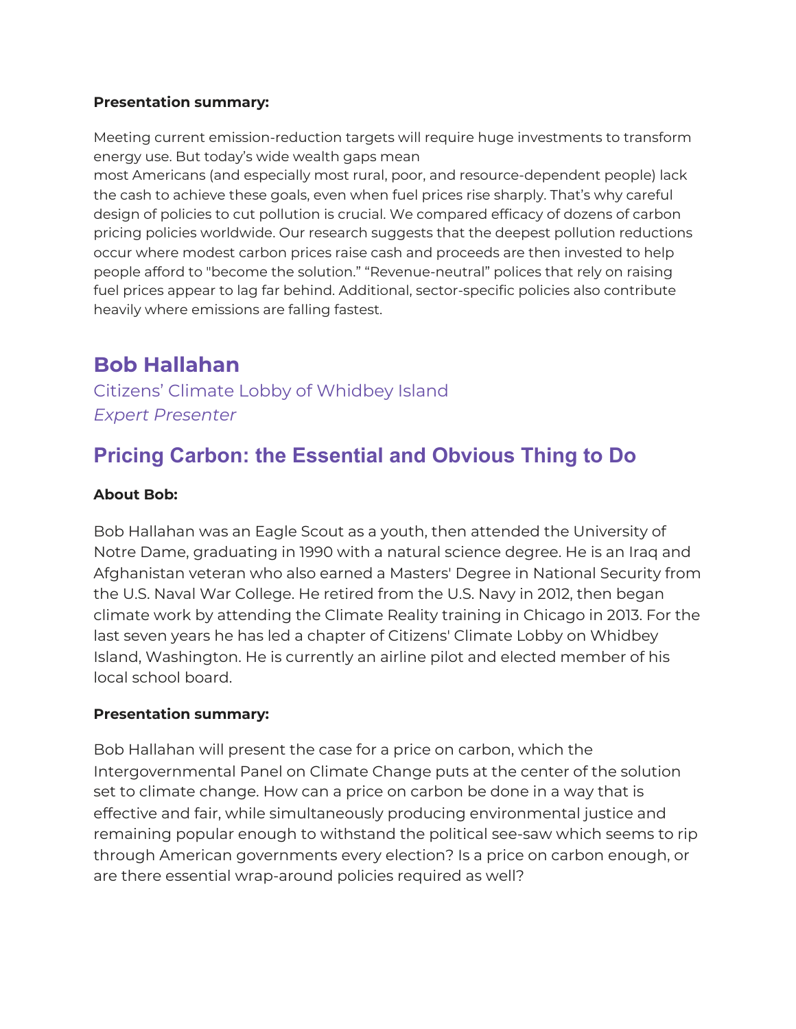**Presentation summary:**

Meeting current emission-reduction targets will require huge investments to transform energy use. But today's wide wealth gaps mean most Americans (and especially most rural, poor, and resource-dependent people) lack the cash to achieve these goals, even when fuel prices rise sharply. That's why careful design of policies to cut pollution is crucial. We compared efficacy of dozens of carbon pricing policies worldwide. Our research suggests that the deepest pollution reductions occur where modest carbon prices raise cash and proceeds are then invested to help people afford to "become the solution." "Revenue-neutral" polices that rely on raising fuel prices appear to lag far behind. Additional, sector-specific policies also contribute heavily where emissions are falling fastest.

## Bob Hallahan

Citizens' Climate Lobby of Whidbey Island

*Expert Presenter*

## Pricing Carbon: the Essential and Obvious Thing to Do

**About Bob:**

Bob Hallahan was an Eagle Scout as a youth, then attended the University of Notre Dame, graduating in 1990 with a natural science degree. He is an Iraq and Afghanistan veteran who also earned a Masters' Degree in National Security from the U.S. Naval War College. He retired from the U.S. Navy in 2012, then began climate work by attending the Climate Reality training in Chicago in 2013. For the last seven years he has led a chapter of Citizens' Climate Lobby on Whidbey Island, Washington. He is currently an airline pilot and elected member of his local school board.

**Presentation summary:**

Bob Hallahan will present the case for a price on carbon, which the Intergovernmental Panel on Climate Change puts at the center of the solution set to climate change. How can a price on carbon be done in a way that is effective and fair, while simultaneously producing environmental justice and remaining popular enough to withstand the political see-saw which seems to rip through American governments every election? Is a price on carbon enough, or are there essential wrap-around policies required as well?